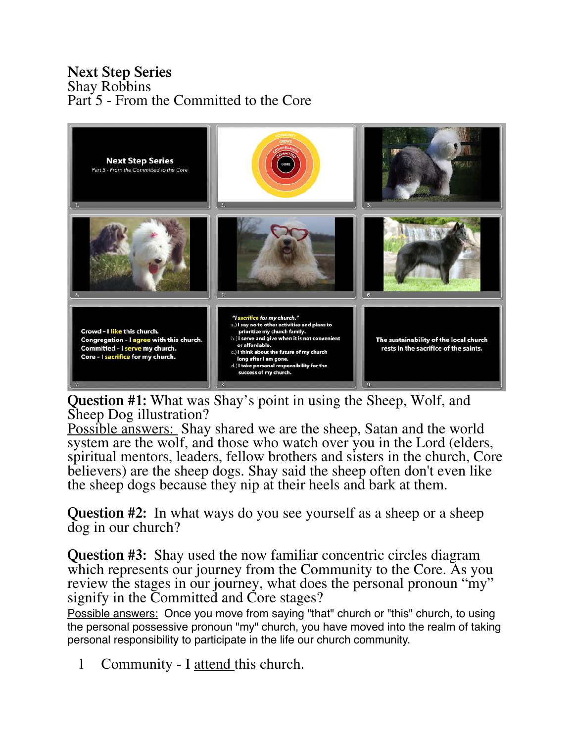**Next Step Series**
Shay Robbins
Part 5 - From the Committed to the Core

**Question #1:** What was Shay's point in using the Sheep, Wolf, and Sheep Dog illustration?
Possible answers: Shay shared we are the sheep, Satan and the world system are the wolf, and those who watch over you in the Lord (elders, spiritual mentors, leaders, fellow brothers and sisters in the church, Core believers) are the sheep dogs. Shay said the sheep often don't even like the sheep dogs because they nip at their heels and bark at them.

**Question #2:** In what ways do you see yourself as a sheep or a sheep dog in our church?

**Question #3:** Shay used the now familiar concentric circles diagram which represents our journey from the Community to the Core. As you review the stages in our journey, what does the personal pronoun "my" signify in the Committed and Core stages?
Possible answers: Once you move from saying "that" church or "this" church, to using the personal possessive pronoun "my" church, you have moved into the realm of taking personal responsibility to participate in the life our church community.

1. Community - I attend this church.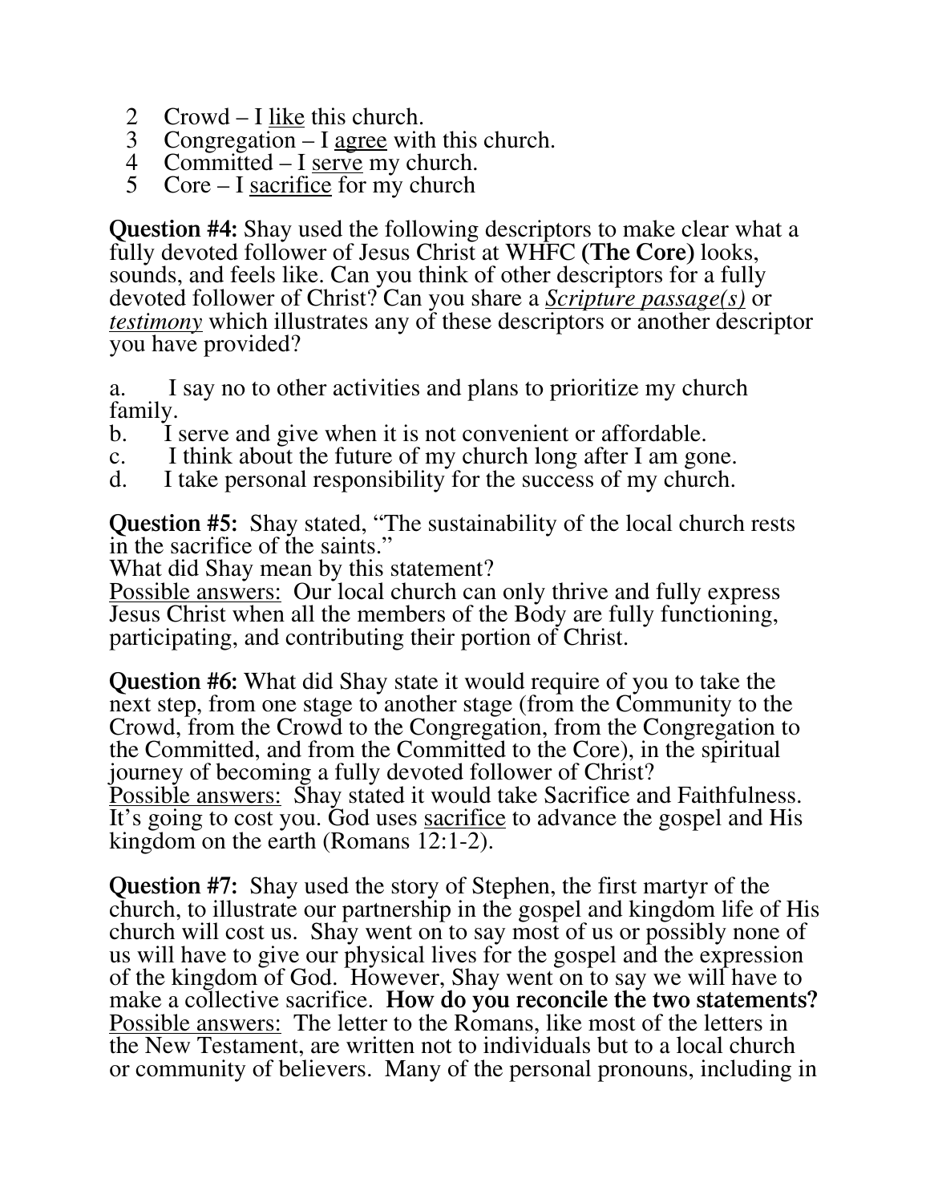2 Crowd – I <u>like</u> this church.
3 Congregation – I <u>agree</u> with this church.
4 Committed – I <u>serve</u> my church.
5 Core – I <u>sacrifice</u> for my church

**Question #4:** Shay used the following descriptors to make clear what a fully devoted follower of Jesus Christ at WHFC **(The Core)** looks, sounds, and feels like. Can you think of other descriptors for a fully devoted follower of Christ? Can you share a ***<u>Scripture passage(s)</u>*** or ***<u>testimony</u>*** which illustrates any of these descriptors or another descriptor you have provided?

a. I say no to other activities and plans to prioritize my church family.
b. I serve and give when it is not convenient or affordable.
c. I think about the future of my church long after I am gone.
d. I take personal responsibility for the success of my church.

**Question #5:** Shay stated, "The sustainability of the local church rests in the sacrifice of the saints."
What did Shay mean by this statement?
<u>Possible answers:</u> Our local church can only thrive and fully express Jesus Christ when all the members of the Body are fully functioning, participating, and contributing their portion of Christ.

**Question #6:** What did Shay state it would require of you to take the next step, from one stage to another stage (from the Community to the Crowd, from the Crowd to the Congregation, from the Congregation to the Committed, and from the Committed to the Core), in the spiritual journey of becoming a fully devoted follower of Christ?
<u>Possible answers:</u> Shay stated it would take Sacrifice and Faithfulness. It's going to cost you. God uses <u>sacrifice</u> to advance the gospel and His kingdom on the earth (Romans 12:1-2).

**Question #7:** Shay used the story of Stephen, the first martyr of the church, to illustrate our partnership in the gospel and kingdom life of His church will cost us. Shay went on to say most of us or possibly none of us will have to give our physical lives for the gospel and the expression of the kingdom of God. However, Shay went on to say we will have to make a collective sacrifice. **How do you reconcile the two statements?**
<u>Possible answers:</u> The letter to the Romans, like most of the letters in the New Testament, are written not to individuals but to a local church or community of believers. Many of the personal pronouns, including in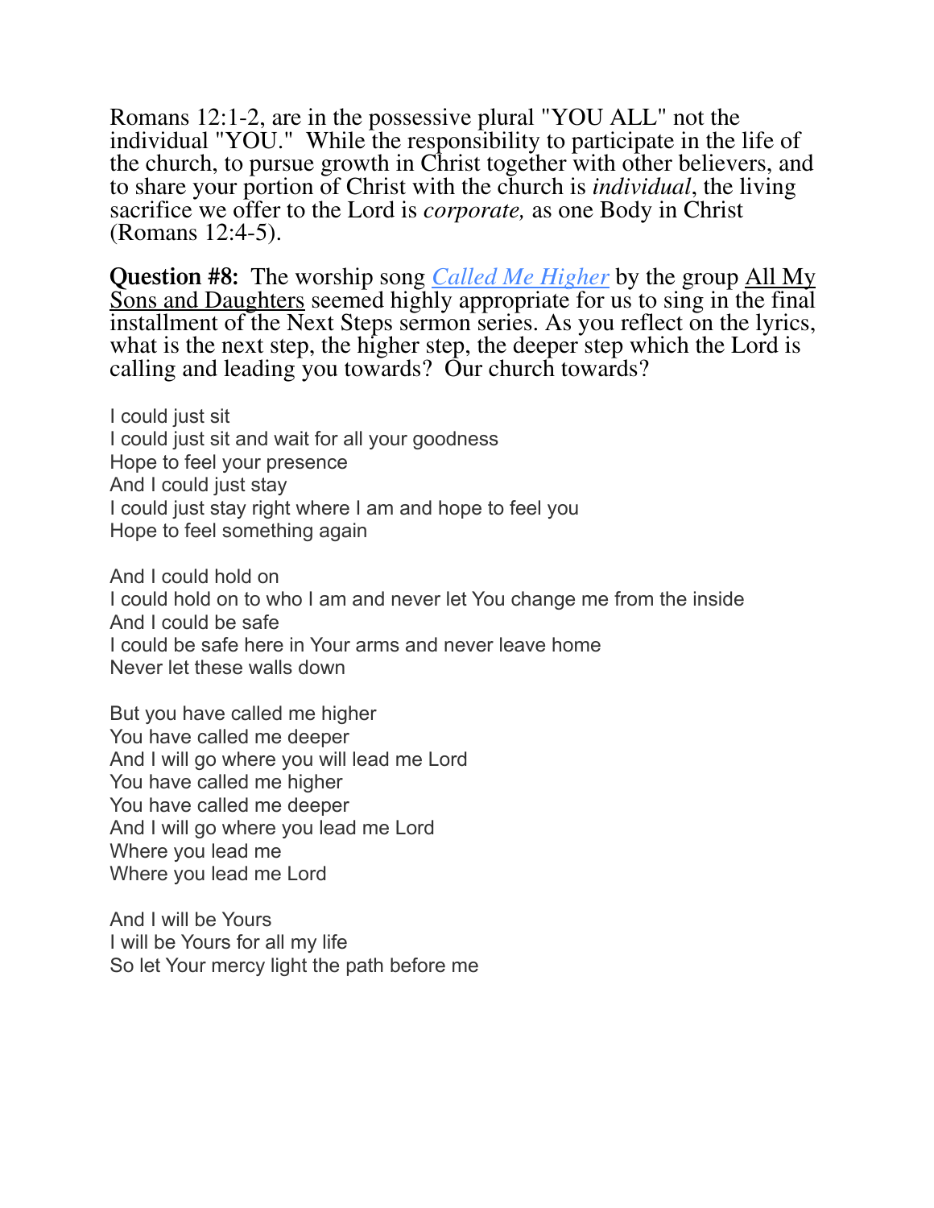Romans 12:1-2, are in the possessive plural "YOU ALL" not the individual "YOU." While the responsibility to participate in the life of the church, to pursue growth in Christ together with other believers, and to share your portion of Christ with the church is *individual*, the living sacrifice we offer to the Lord is *corporate,* as one Body in Christ (Romans 12:4-5).

**Question #8:** The worship song *Called Me Higher* by the group All My Sons and Daughters seemed highly appropriate for us to sing in the final installment of the Next Steps sermon series. As you reflect on the lyrics, what is the next step, the higher step, the deeper step which the Lord is calling and leading you towards? Our church towards?

I could just sit  
I could just sit and wait for all your goodness  
Hope to feel your presence  
And I could just stay  
I could just stay right where I am and hope to feel you  
Hope to feel something again

And I could hold on  
I could hold on to who I am and never let You change me from the inside  
And I could be safe  
I could be safe here in Your arms and never leave home  
Never let these walls down

But you have called me higher  
You have called me deeper  
And I will go where you will lead me Lord  
You have called me higher  
You have called me deeper  
And I will go where you lead me Lord  
Where you lead me  
Where you lead me Lord

And I will be Yours  
I will be Yours for all my life  
So let Your mercy light the path before me